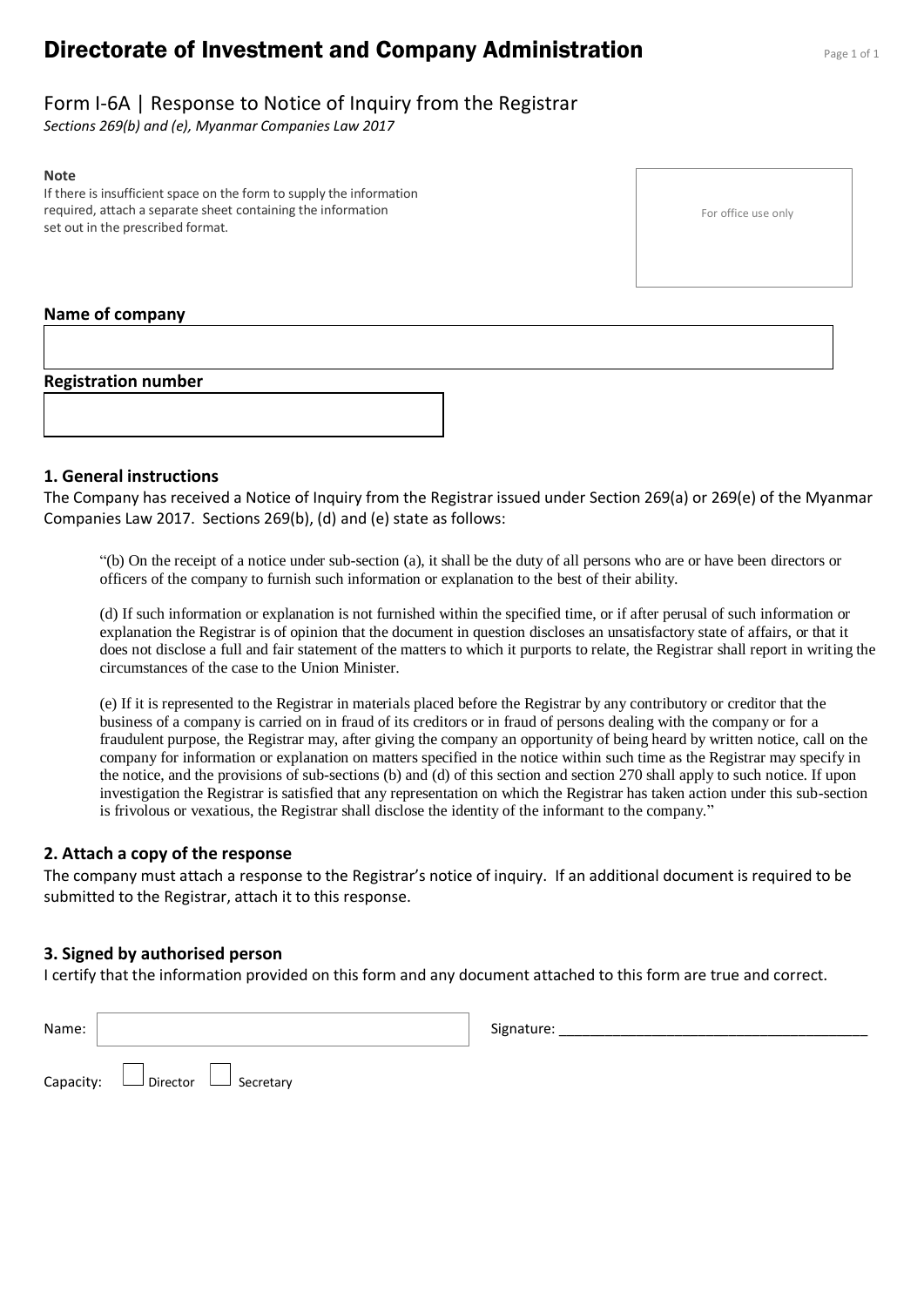# Directorate of Investment and Company Administration

## Form I-6A | Response to Notice of Inquiry from the Registrar

*Sections 269(b) and (e), Myanmar Companies Law 2017*

**Note**
If there is insufficient space on the form to supply the information required, attach a separate sheet containing the information set out in the prescribed format.

For office use only

**Name of company**

**Registration number**

### 1. General instructions

The Company has received a Notice of Inquiry from the Registrar issued under Section 269(a) or 269(e) of the Myanmar Companies Law 2017. Sections 269(b), (d) and (e) state as follows:

> "(b) On the receipt of a notice under sub-section (a), it shall be the duty of all persons who are or have been directors or officers of the company to furnish such information or explanation to the best of their ability.
>
> (d) If such information or explanation is not furnished within the specified time, or if after perusal of such information or explanation the Registrar is of opinion that the document in question discloses an unsatisfactory state of affairs, or that it does not disclose a full and fair statement of the matters to which it purports to relate, the Registrar shall report in writing the circumstances of the case to the Union Minister.
>
> (e) If it is represented to the Registrar in materials placed before the Registrar by any contributory or creditor that the business of a company is carried on in fraud of its creditors or in fraud of persons dealing with the company or for a fraudulent purpose, the Registrar may, after giving the company an opportunity of being heard by written notice, call on the company for information or explanation on matters specified in the notice within such time as the Registrar may specify in the notice, and the provisions of sub-sections (b) and (d) of this section and section 270 shall apply to such notice. If upon investigation the Registrar is satisfied that any representation on which the Registrar has taken action under this sub-section is frivolous or vexatious, the Registrar shall disclose the identity of the informant to the company."

### 2. Attach a copy of the response

The company must attach a response to the Registrar's notice of inquiry. If an additional document is required to be submitted to the Registrar, attach it to this response.

### 3. Signed by authorised person

I certify that the information provided on this form and any document attached to this form are true and correct.

Name: ______________________ Signature: ______________________

Capacity: ☐ Director ☐ Secretary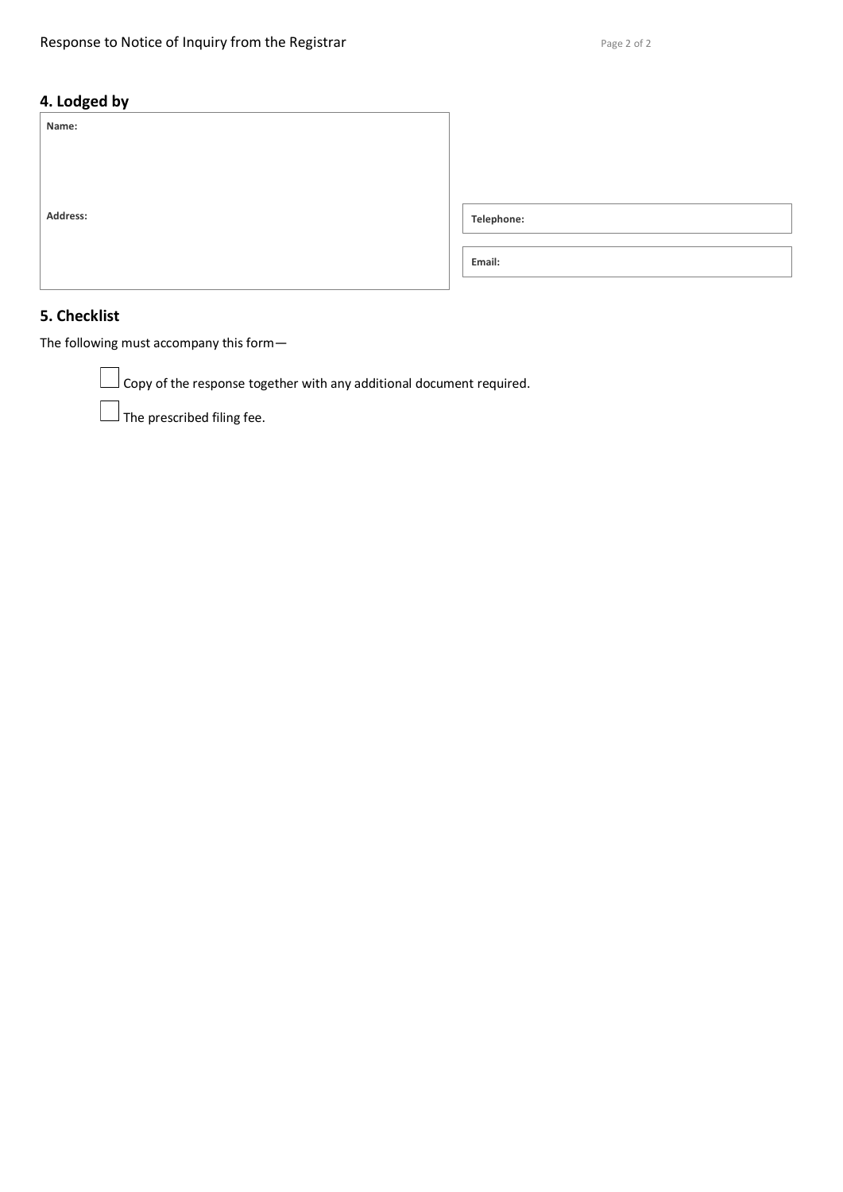## 4. Lodged by

**Name:**

**Address:**

**Telephone:**

**Email:**

## 5. Checklist

The following must accompany this form—

- ☐ Copy of the response together with any additional document required.
- ☐ The prescribed filing fee.